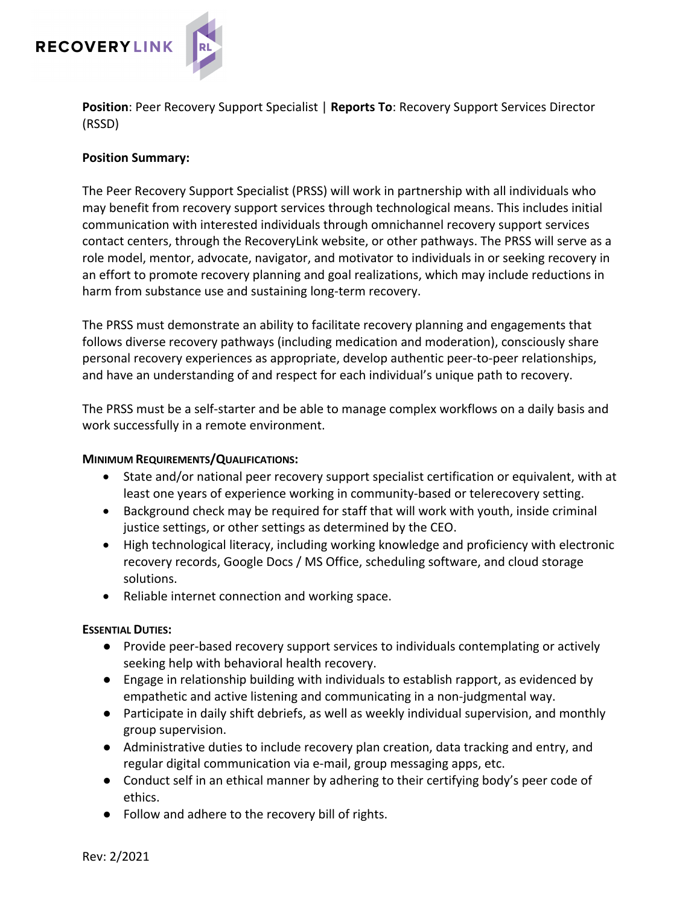RECOVERYLINK

**Position**: Peer Recovery Support Specialist | **Reports To**: Recovery Support Services Director (RSSD)

**Position Summary:**

The Peer Recovery Support Specialist (PRSS) will work in partnership with all individuals who may benefit from recovery support services through technological means. This includes initial communication with interested individuals through omnichannel recovery support services contact centers, through the RecoveryLink website, or other pathways. The PRSS will serve as a role model, mentor, advocate, navigator, and motivator to individuals in or seeking recovery in an effort to promote recovery planning and goal realizations, which may include reductions in harm from substance use and sustaining long-term recovery.

The PRSS must demonstrate an ability to facilitate recovery planning and engagements that follows diverse recovery pathways (including medication and moderation), consciously share personal recovery experiences as appropriate, develop authentic peer-to-peer relationships, and have an understanding of and respect for each individual's unique path to recovery.

The PRSS must be a self-starter and be able to manage complex workflows on a daily basis and work successfully in a remote environment.

**MINIMUM REQUIREMENTS/QUALIFICATIONS:**

- State and/or national peer recovery support specialist certification or equivalent, with at least one years of experience working in community-based or telerecovery setting.
- Background check may be required for staff that will work with youth, inside criminal justice settings, or other settings as determined by the CEO.
- High technological literacy, including working knowledge and proficiency with electronic recovery records, Google Docs / MS Office, scheduling software, and cloud storage solutions.
- Reliable internet connection and working space.

**ESSENTIAL DUTIES:**

- Provide peer-based recovery support services to individuals contemplating or actively seeking help with behavioral health recovery.
- Engage in relationship building with individuals to establish rapport, as evidenced by empathetic and active listening and communicating in a non-judgmental way.
- Participate in daily shift debriefs, as well as weekly individual supervision, and monthly group supervision.
- Administrative duties to include recovery plan creation, data tracking and entry, and regular digital communication via e-mail, group messaging apps, etc.
- Conduct self in an ethical manner by adhering to their certifying body's peer code of ethics.
- Follow and adhere to the recovery bill of rights.

Rev: 2/2021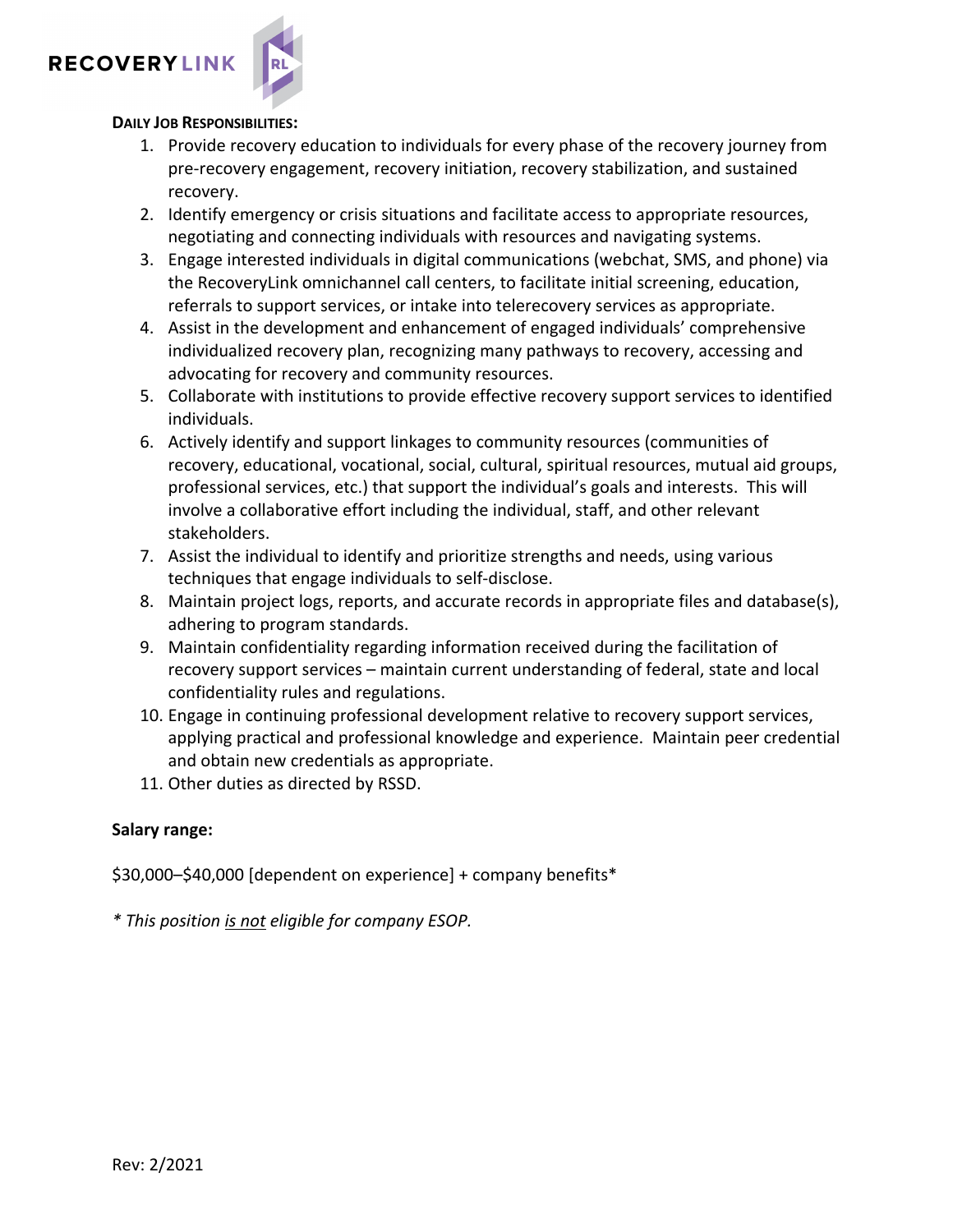**DAILY JOB RESPONSIBILITIES:**

1. Provide recovery education to individuals for every phase of the recovery journey from pre-recovery engagement, recovery initiation, recovery stabilization, and sustained recovery.
2. Identify emergency or crisis situations and facilitate access to appropriate resources, negotiating and connecting individuals with resources and navigating systems.
3. Engage interested individuals in digital communications (webchat, SMS, and phone) via the RecoveryLink omnichannel call centers, to facilitate initial screening, education, referrals to support services, or intake into telerecovery services as appropriate.
4. Assist in the development and enhancement of engaged individuals' comprehensive individualized recovery plan, recognizing many pathways to recovery, accessing and advocating for recovery and community resources.
5. Collaborate with institutions to provide effective recovery support services to identified individuals.
6. Actively identify and support linkages to community resources (communities of recovery, educational, vocational, social, cultural, spiritual resources, mutual aid groups, professional services, etc.) that support the individual's goals and interests. This will involve a collaborative effort including the individual, staff, and other relevant stakeholders.
7. Assist the individual to identify and prioritize strengths and needs, using various techniques that engage individuals to self-disclose.
8. Maintain project logs, reports, and accurate records in appropriate files and database(s), adhering to program standards.
9. Maintain confidentiality regarding information received during the facilitation of recovery support services – maintain current understanding of federal, state and local confidentiality rules and regulations.
10. Engage in continuing professional development relative to recovery support services, applying practical and professional knowledge and experience. Maintain peer credential and obtain new credentials as appropriate.
11. Other duties as directed by RSSD.

**Salary range:**

$30,000–$40,000 [dependent on experience] + company benefits*

*\* This position <u>is not</u> eligible for company ESOP.*

Rev: 2/2021